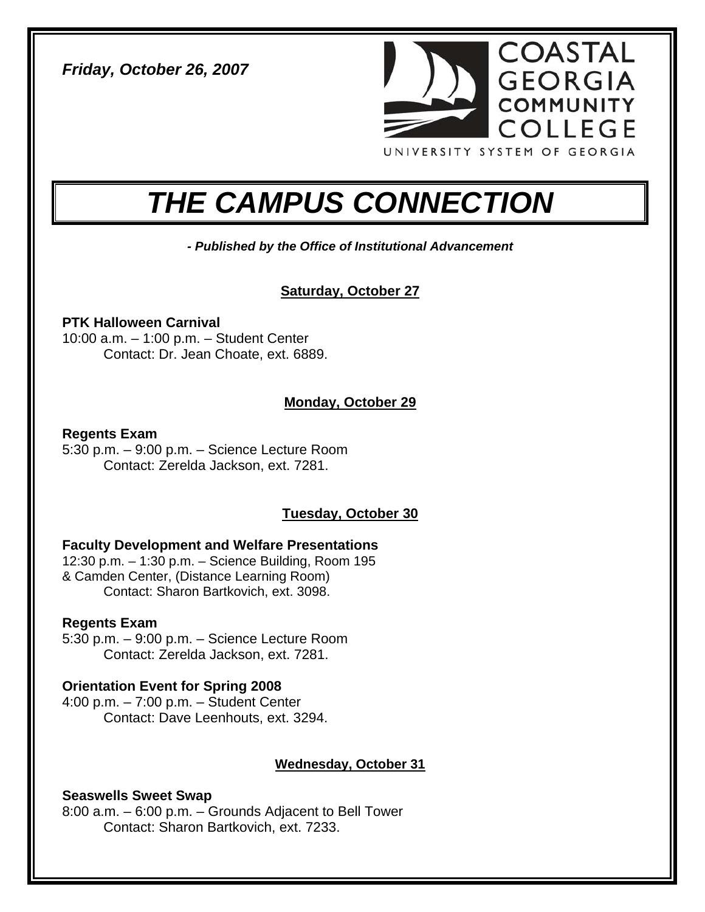*Friday, October 26, 2007*

COASTAL GEORGIA COMMUNITY COLLEGE

UNIVERSITY SYSTEM OF GEORGIA

# *THE CAMPUS CONNECTION*

***- Published by the Office of Institutional Advancement***

## Saturday, October 27

**PTK Halloween Carnival**
10:00 a.m. – 1:00 p.m. – Student Center
Contact: Dr. Jean Choate, ext. 6889.

## Monday, October 29

**Regents Exam**
5:30 p.m. – 9:00 p.m. – Science Lecture Room
Contact: Zerelda Jackson, ext. 7281.

## Tuesday, October 30

**Faculty Development and Welfare Presentations**
12:30 p.m. – 1:30 p.m. – Science Building, Room 195
& Camden Center, (Distance Learning Room)
Contact: Sharon Bartkovich, ext. 3098.

**Regents Exam**
5:30 p.m. – 9:00 p.m. – Science Lecture Room
Contact: Zerelda Jackson, ext. 7281.

**Orientation Event for Spring 2008**
4:00 p.m. – 7:00 p.m. – Student Center
Contact: Dave Leenhouts, ext. 3294.

## Wednesday, October 31

**Seaswells Sweet Swap**
8:00 a.m. – 6:00 p.m. – Grounds Adjacent to Bell Tower
Contact: Sharon Bartkovich, ext. 7233.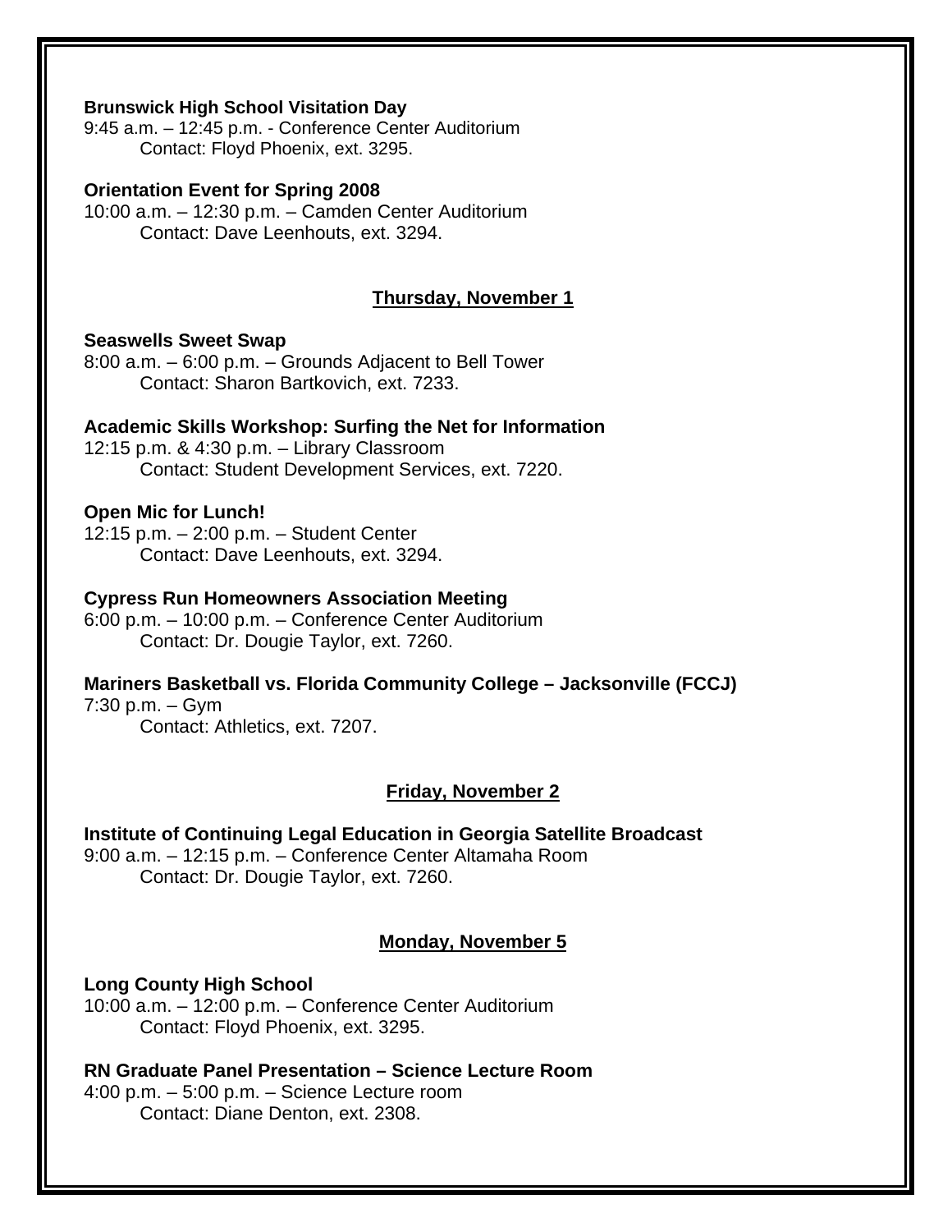**Brunswick High School Visitation Day**
9:45 a.m. – 12:45 p.m. - Conference Center Auditorium
Contact: Floyd Phoenix, ext. 3295.

**Orientation Event for Spring 2008**
10:00 a.m. – 12:30 p.m. – Camden Center Auditorium
Contact: Dave Leenhouts, ext. 3294.

## Thursday, November 1

**Seaswells Sweet Swap**
8:00 a.m. – 6:00 p.m. – Grounds Adjacent to Bell Tower
Contact: Sharon Bartkovich, ext. 7233.

**Academic Skills Workshop: Surfing the Net for Information**
12:15 p.m. & 4:30 p.m. – Library Classroom
Contact: Student Development Services, ext. 7220.

**Open Mic for Lunch!**
12:15 p.m. – 2:00 p.m. – Student Center
Contact: Dave Leenhouts, ext. 3294.

**Cypress Run Homeowners Association Meeting**
6:00 p.m. – 10:00 p.m. – Conference Center Auditorium
Contact: Dr. Dougie Taylor, ext. 7260.

**Mariners Basketball vs. Florida Community College – Jacksonville (FCCJ)**
7:30 p.m. – Gym
Contact: Athletics, ext. 7207.

## Friday, November 2

**Institute of Continuing Legal Education in Georgia Satellite Broadcast**
9:00 a.m. – 12:15 p.m. – Conference Center Altamaha Room
Contact: Dr. Dougie Taylor, ext. 7260.

## Monday, November 5

**Long County High School**
10:00 a.m. – 12:00 p.m. – Conference Center Auditorium
Contact: Floyd Phoenix, ext. 3295.

**RN Graduate Panel Presentation – Science Lecture Room**
4:00 p.m. – 5:00 p.m. – Science Lecture room
Contact: Diane Denton, ext. 2308.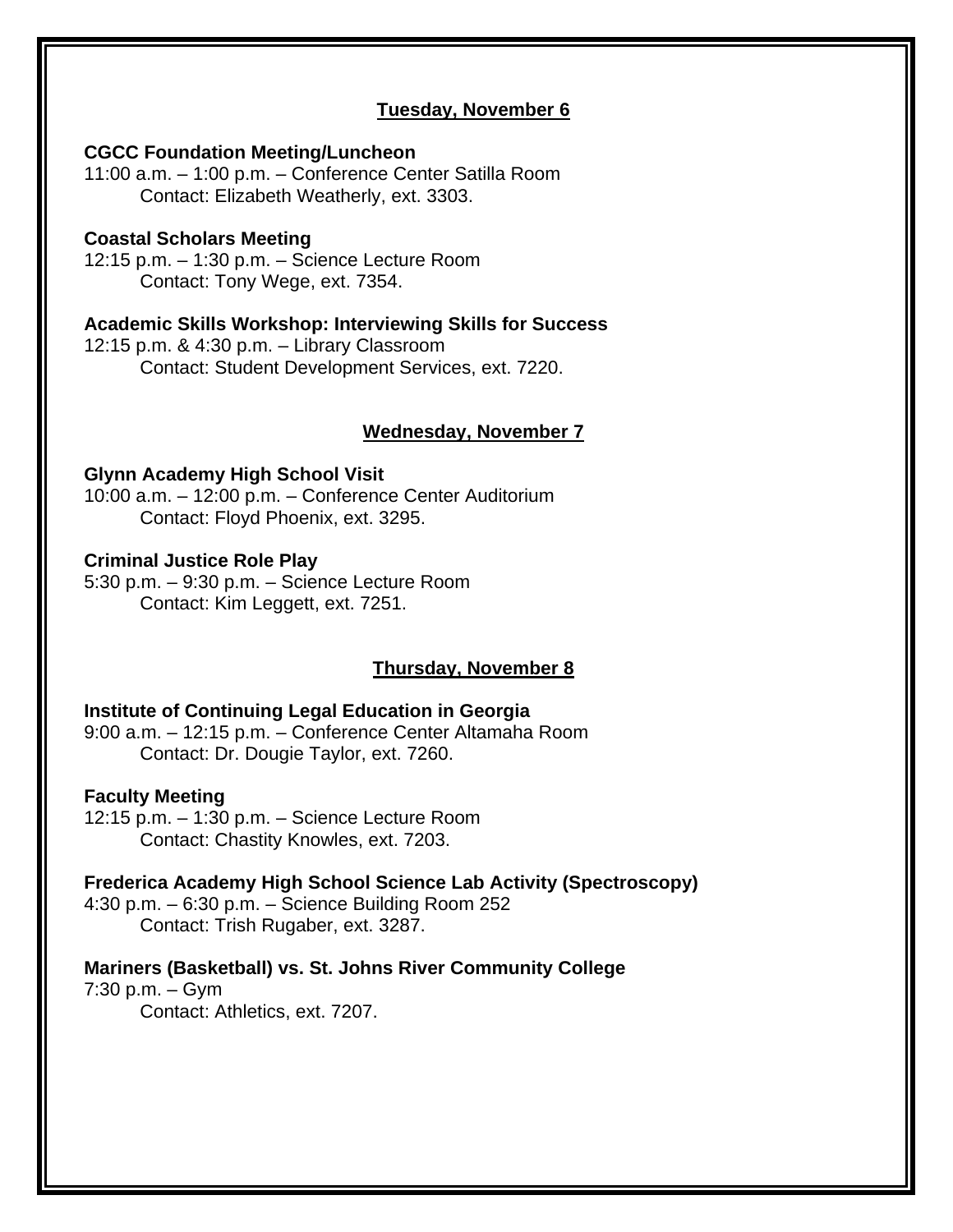## Tuesday, November 6

**CGCC Foundation Meeting/Luncheon**
11:00 a.m. – 1:00 p.m. – Conference Center Satilla Room
Contact: Elizabeth Weatherly, ext. 3303.

**Coastal Scholars Meeting**
12:15 p.m. – 1:30 p.m. – Science Lecture Room
Contact: Tony Wege, ext. 7354.

**Academic Skills Workshop: Interviewing Skills for Success**
12:15 p.m. & 4:30 p.m. – Library Classroom
Contact: Student Development Services, ext. 7220.

## Wednesday, November 7

**Glynn Academy High School Visit**
10:00 a.m. – 12:00 p.m. – Conference Center Auditorium
Contact: Floyd Phoenix, ext. 3295.

**Criminal Justice Role Play**
5:30 p.m. – 9:30 p.m. – Science Lecture Room
Contact: Kim Leggett, ext. 7251.

## Thursday, November 8

**Institute of Continuing Legal Education in Georgia**
9:00 a.m. – 12:15 p.m. – Conference Center Altamaha Room
Contact: Dr. Dougie Taylor, ext. 7260.

**Faculty Meeting**
12:15 p.m. – 1:30 p.m. – Science Lecture Room
Contact: Chastity Knowles, ext. 7203.

**Frederica Academy High School Science Lab Activity (Spectroscopy)**
4:30 p.m. – 6:30 p.m. – Science Building Room 252
Contact: Trish Rugaber, ext. 3287.

**Mariners (Basketball) vs. St. Johns River Community College**
7:30 p.m. – Gym
Contact: Athletics, ext. 7207.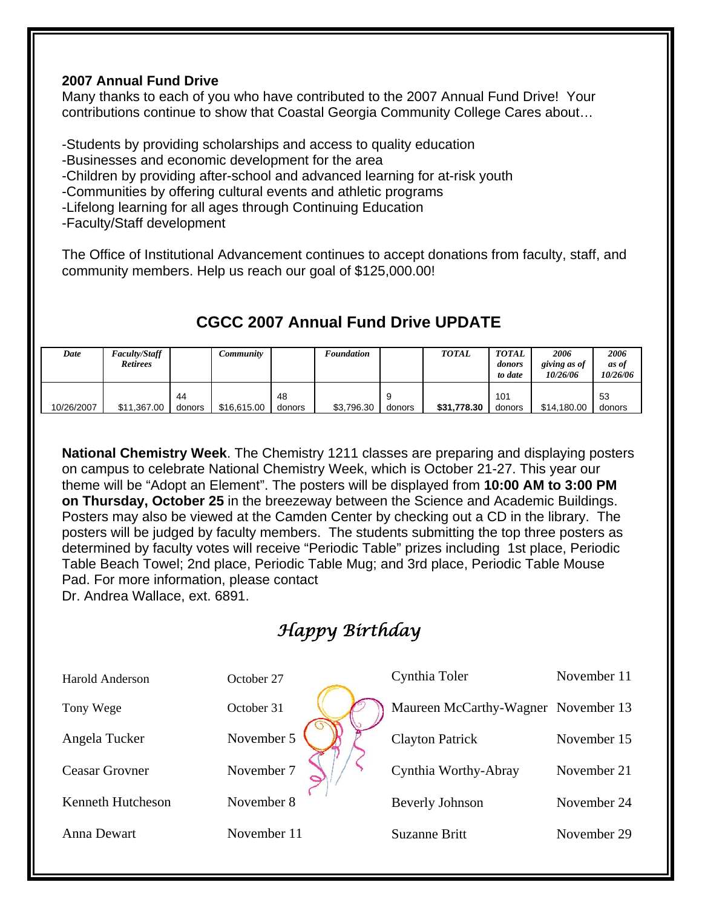**2007 Annual Fund Drive**

Many thanks to each of you who have contributed to the 2007 Annual Fund Drive! Your contributions continue to show that Coastal Georgia Community College Cares about…

-Students by providing scholarships and access to quality education
-Businesses and economic development for the area
-Children by providing after-school and advanced learning for at-risk youth
-Communities by offering cultural events and athletic programs
-Lifelong learning for all ages through Continuing Education
-Faculty/Staff development

The Office of Institutional Advancement continues to accept donations from faculty, staff, and community members. Help us reach our goal of $125,000.00!

## CGCC 2007 Annual Fund Drive UPDATE

| *Date* | *Faculty/Staff Retirees* | | *Community* | | *Foundation* | | *TOTAL* | *TOTAL donors to date* | *2006 giving as of 10/26/06* | *2006 as of 10/26/06* |
|---|---|---|---|---|---|---|---|---|---|---|
| 10/26/2007 | $11,367.00 | 44 donors | $16,615.00 | 48 donors | $3,796.30 | 9 donors | **$31,778.30** | 101 donors | $14,180.00 | 53 donors |

**National Chemistry Week**. The Chemistry 1211 classes are preparing and displaying posters on campus to celebrate National Chemistry Week, which is October 21-27. This year our theme will be "Adopt an Element". The posters will be displayed from **10:00 AM to 3:00 PM on Thursday, October 25** in the breezeway between the Science and Academic Buildings. Posters may also be viewed at the Camden Center by checking out a CD in the library. The posters will be judged by faculty members. The students submitting the top three posters as determined by faculty votes will receive "Periodic Table" prizes including 1st place, Periodic Table Beach Towel; 2nd place, Periodic Table Mug; and 3rd place, Periodic Table Mouse Pad. For more information, please contact
Dr. Andrea Wallace, ext. 6891.

## *Happy Birthday*

| | |
|---|---|
| Harold Anderson | October 27 |
| Tony Wege | October 31 |
| Angela Tucker | November 5 |
| Ceasar Grovner | November 7 |
| Kenneth Hutcheson | November 8 |
| Anna Dewart | November 11 |
| Cynthia Toler | November 11 |
| Maureen McCarthy-Wagner | November 13 |
| Clayton Patrick | November 15 |
| Cynthia Worthy-Abray | November 21 |
| Beverly Johnson | November 24 |
| Suzanne Britt | November 29 |